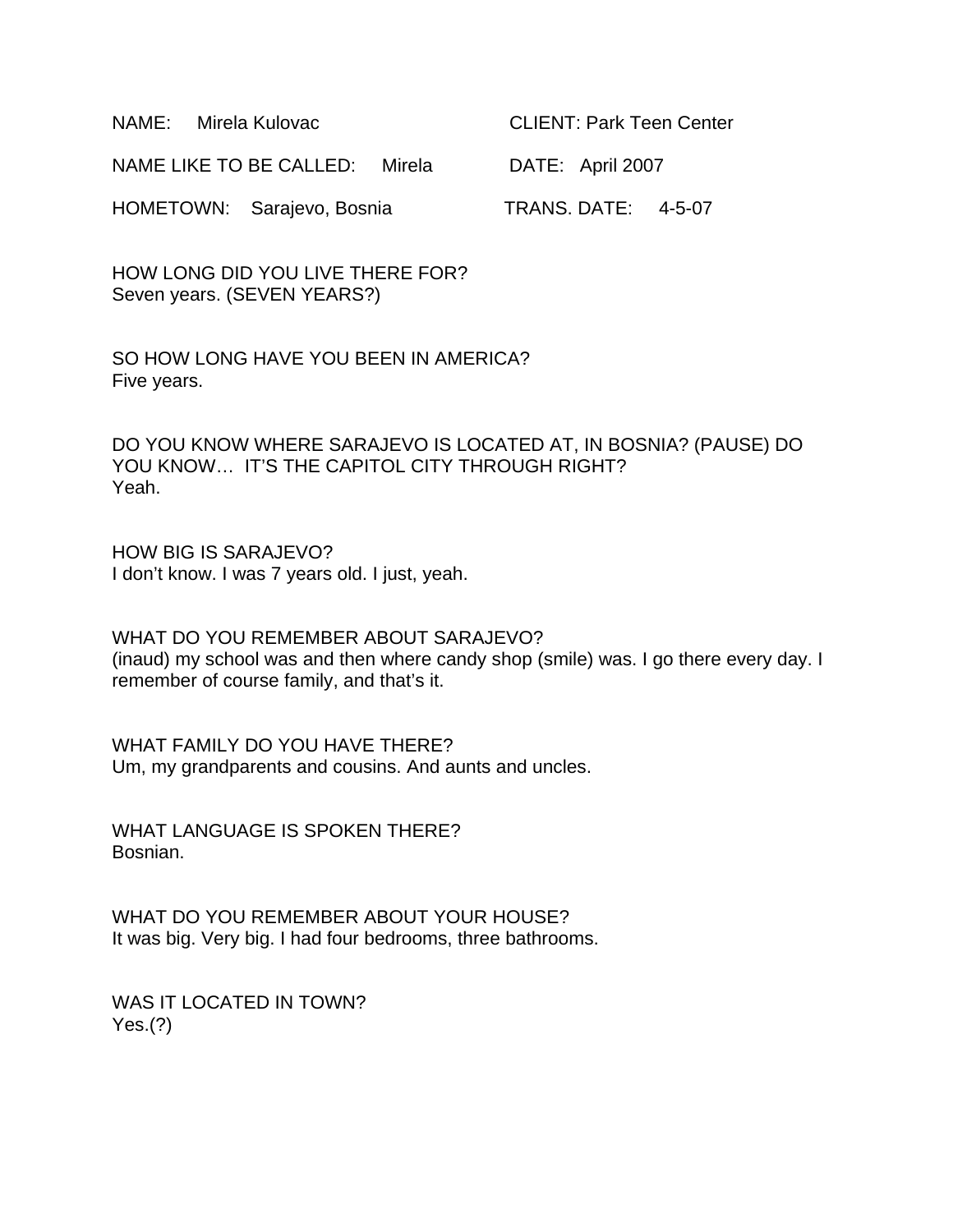NAME: Mirela Kulovac CLIENT: Park Teen Center

NAME LIKE TO BE CALLED: Mirela DATE: April 2007

HOMETOWN: Sarajevo, Bosnia TRANS. DATE: 4-5-07

HOW LONG DID YOU LIVE THERE FOR?
Seven years. (SEVEN YEARS?)

SO HOW LONG HAVE YOU BEEN IN AMERICA?
Five years.

DO YOU KNOW WHERE SARAJEVO IS LOCATED AT, IN BOSNIA? (PAUSE) DO YOU KNOW… IT'S THE CAPITOL CITY THROUGH RIGHT?
Yeah.

HOW BIG IS SARAJEVO?
I don't know. I was 7 years old. I just, yeah.

WHAT DO YOU REMEMBER ABOUT SARAJEVO?
(inaud) my school was and then where candy shop (smile) was. I go there every day. I remember of course family, and that's it.

WHAT FAMILY DO YOU HAVE THERE?
Um, my grandparents and cousins. And aunts and uncles.

WHAT LANGUAGE IS SPOKEN THERE?
Bosnian.

WHAT DO YOU REMEMBER ABOUT YOUR HOUSE?
It was big. Very big. I had four bedrooms, three bathrooms.

WAS IT LOCATED IN TOWN?
Yes.(?)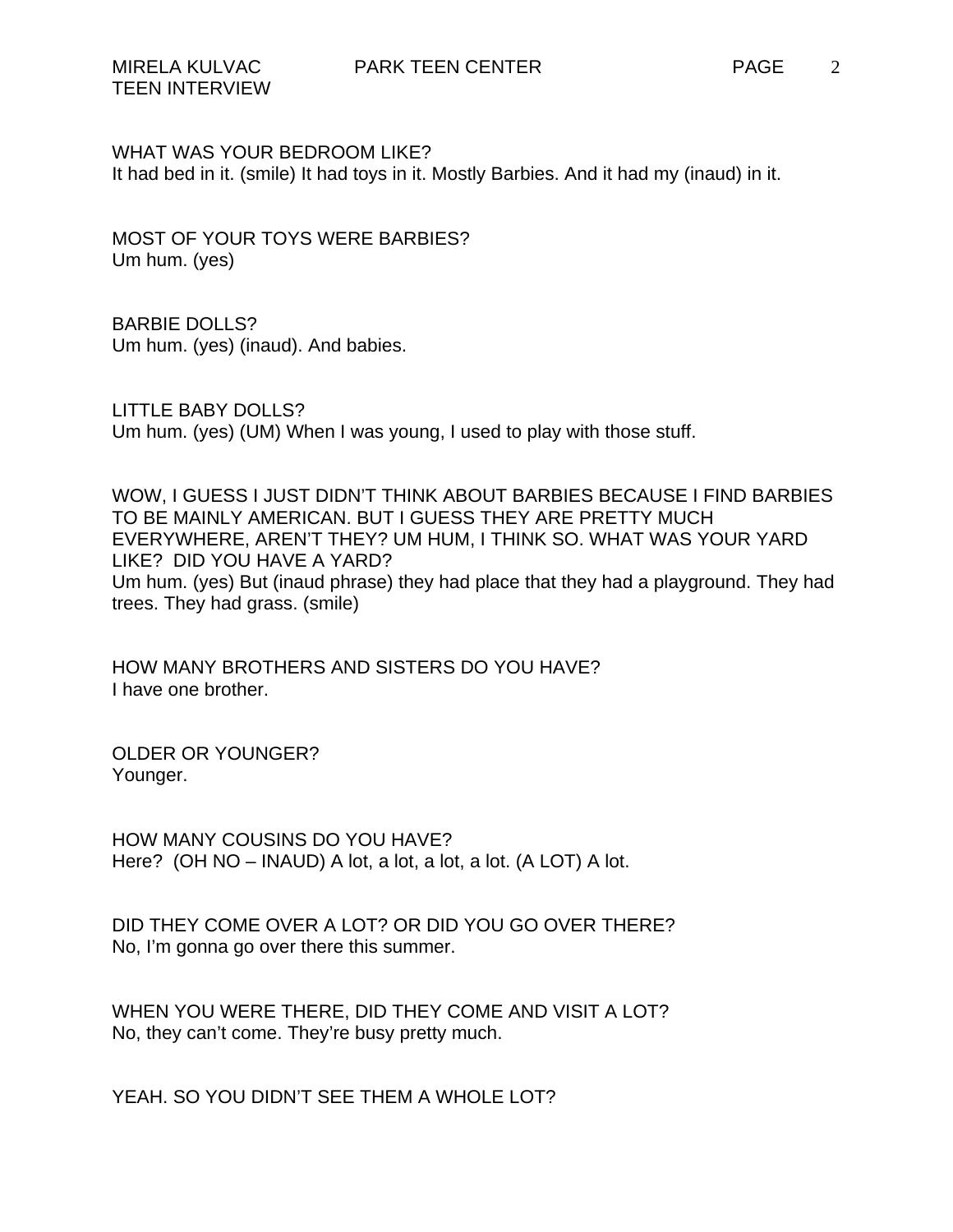WHAT WAS YOUR BEDROOM LIKE?
It had bed in it. (smile) It had toys in it. Mostly Barbies. And it had my (inaud) in it.

MOST OF YOUR TOYS WERE BARBIES?
Um hum. (yes)

BARBIE DOLLS?
Um hum. (yes) (inaud). And babies.

LITTLE BABY DOLLS?
Um hum. (yes) (UM) When I was young, I used to play with those stuff.

WOW, I GUESS I JUST DIDN'T THINK ABOUT BARBIES BECAUSE I FIND BARBIES TO BE MAINLY AMERICAN. BUT I GUESS THEY ARE PRETTY MUCH EVERYWHERE, AREN'T THEY? UM HUM, I THINK SO. WHAT WAS YOUR YARD LIKE? DID YOU HAVE A YARD?
Um hum. (yes) But (inaud phrase) they had place that they had a playground. They had trees. They had grass. (smile)

HOW MANY BROTHERS AND SISTERS DO YOU HAVE?
I have one brother.

OLDER OR YOUNGER?
Younger.

HOW MANY COUSINS DO YOU HAVE?
Here? (OH NO – INAUD) A lot, a lot, a lot, a lot. (A LOT) A lot.

DID THEY COME OVER A LOT? OR DID YOU GO OVER THERE?
No, I'm gonna go over there this summer.

WHEN YOU WERE THERE, DID THEY COME AND VISIT A LOT?
No, they can't come. They're busy pretty much.

YEAH. SO YOU DIDN'T SEE THEM A WHOLE LOT?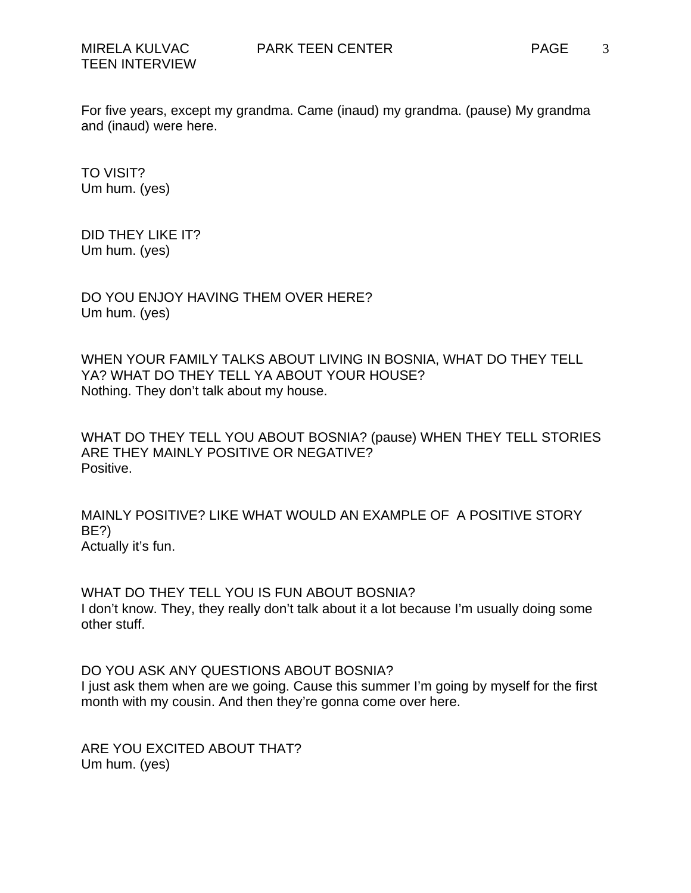For five years, except my grandma. Came (inaud) my grandma. (pause) My grandma and (inaud) were here.

TO VISIT?
Um hum. (yes)

DID THEY LIKE IT?
Um hum. (yes)

DO YOU ENJOY HAVING THEM OVER HERE?
Um hum. (yes)

WHEN YOUR FAMILY TALKS ABOUT LIVING IN BOSNIA, WHAT DO THEY TELL YA? WHAT DO THEY TELL YA ABOUT YOUR HOUSE?
Nothing. They don't talk about my house.

WHAT DO THEY TELL YOU ABOUT BOSNIA? (pause) WHEN THEY TELL STORIES ARE THEY MAINLY POSITIVE OR NEGATIVE?
Positive.

MAINLY POSITIVE? LIKE WHAT WOULD AN EXAMPLE OF A POSITIVE STORY BE?)
Actually it's fun.

WHAT DO THEY TELL YOU IS FUN ABOUT BOSNIA?
I don't know. They, they really don't talk about it a lot because I'm usually doing some other stuff.

DO YOU ASK ANY QUESTIONS ABOUT BOSNIA?
I just ask them when are we going. Cause this summer I'm going by myself for the first month with my cousin. And then they're gonna come over here.

ARE YOU EXCITED ABOUT THAT?
Um hum. (yes)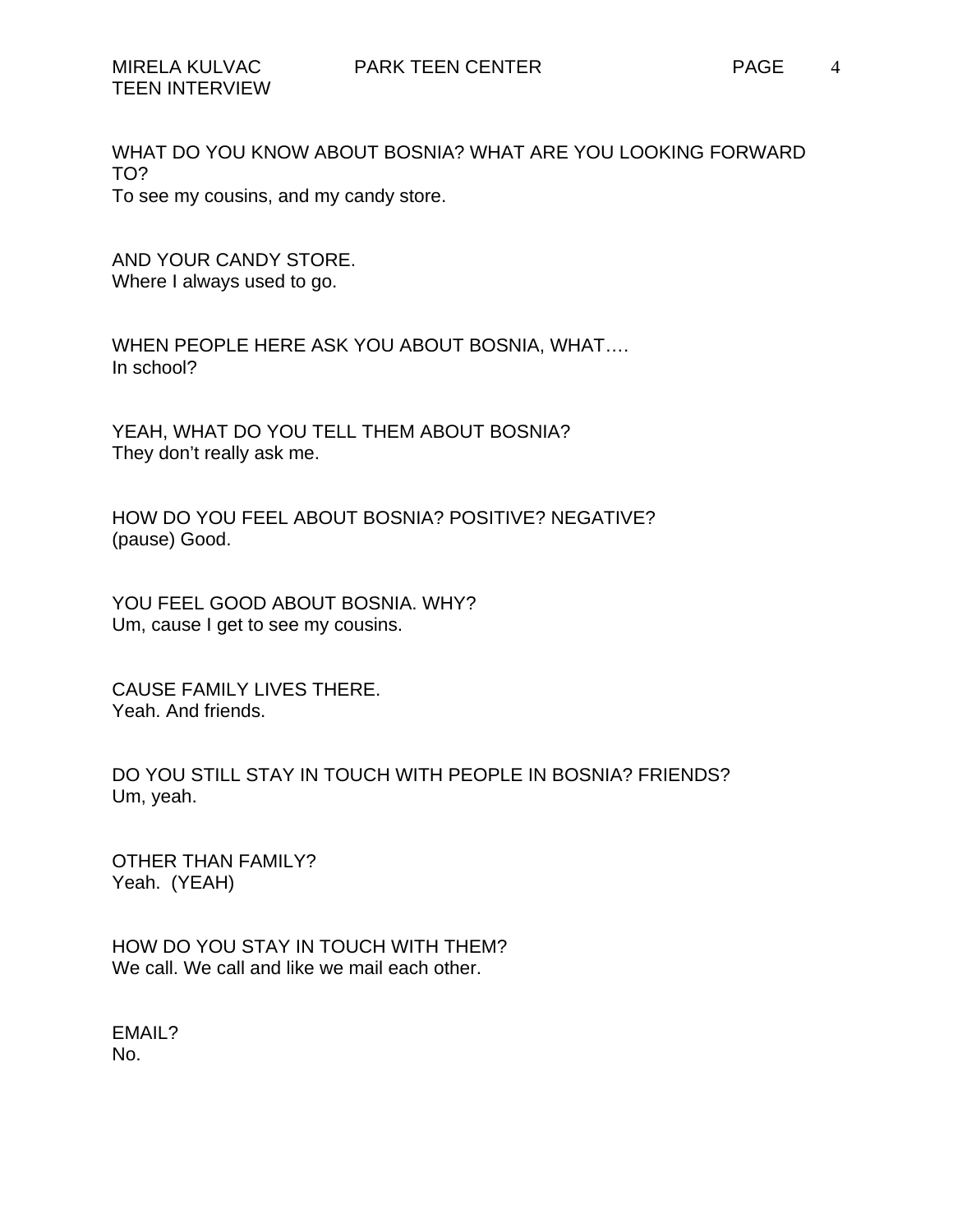WHAT DO YOU KNOW ABOUT BOSNIA? WHAT ARE YOU LOOKING FORWARD TO?
To see my cousins, and my candy store.

AND YOUR CANDY STORE.
Where I always used to go.

WHEN PEOPLE HERE ASK YOU ABOUT BOSNIA, WHAT….
In school?

YEAH, WHAT DO YOU TELL THEM ABOUT BOSNIA?
They don't really ask me.

HOW DO YOU FEEL ABOUT BOSNIA? POSITIVE? NEGATIVE?
(pause) Good.

YOU FEEL GOOD ABOUT BOSNIA. WHY?
Um, cause I get to see my cousins.

CAUSE FAMILY LIVES THERE.
Yeah. And friends.

DO YOU STILL STAY IN TOUCH WITH PEOPLE IN BOSNIA? FRIENDS?
Um, yeah.

OTHER THAN FAMILY?
Yeah. (YEAH)

HOW DO YOU STAY IN TOUCH WITH THEM?
We call. We call and like we mail each other.

EMAIL?
No.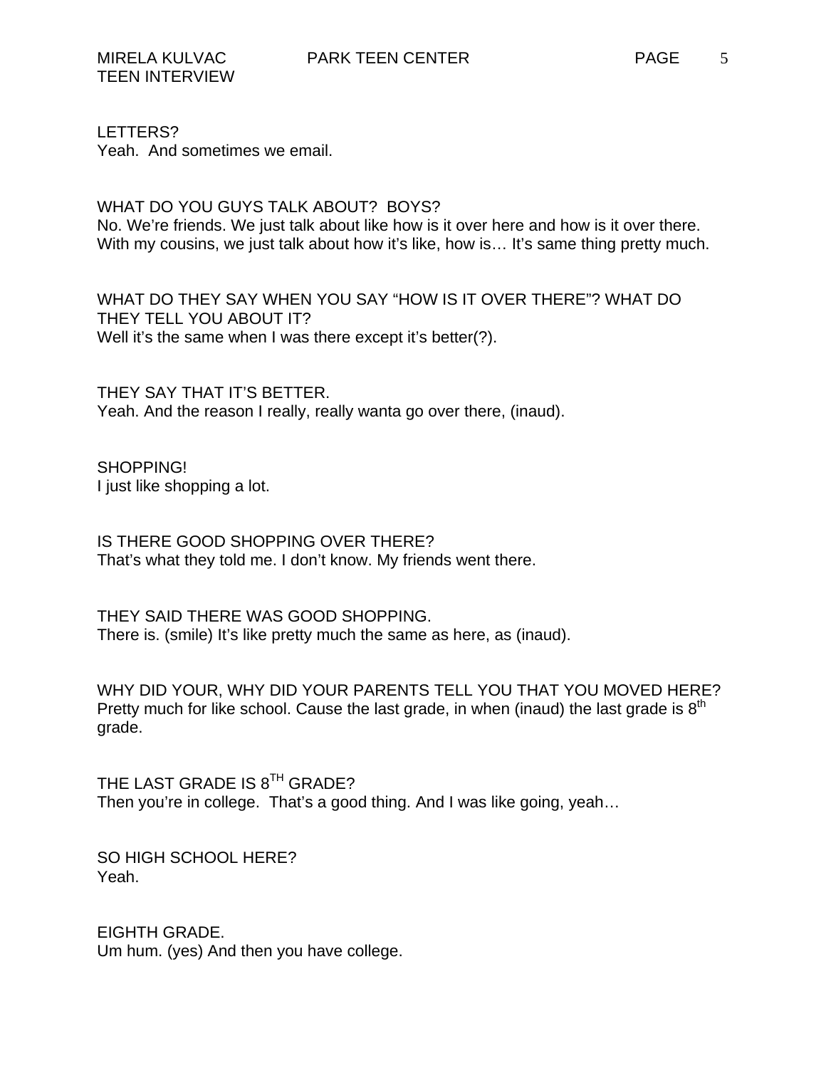LETTERS?
Yeah. And sometimes we email.

WHAT DO YOU GUYS TALK ABOUT? BOYS?
No. We're friends. We just talk about like how is it over here and how is it over there. With my cousins, we just talk about how it's like, how is… It's same thing pretty much.

WHAT DO THEY SAY WHEN YOU SAY "HOW IS IT OVER THERE"? WHAT DO THEY TELL YOU ABOUT IT?
Well it's the same when I was there except it's better(?).

THEY SAY THAT IT'S BETTER.
Yeah. And the reason I really, really wanta go over there, (inaud).

SHOPPING!
I just like shopping a lot.

IS THERE GOOD SHOPPING OVER THERE?
That's what they told me. I don't know. My friends went there.

THEY SAID THERE WAS GOOD SHOPPING.
There is. (smile) It's like pretty much the same as here, as (inaud).

WHY DID YOUR, WHY DID YOUR PARENTS TELL YOU THAT YOU MOVED HERE?
Pretty much for like school. Cause the last grade, in when (inaud) the last grade is 8th grade.

THE LAST GRADE IS 8TH GRADE?
Then you're in college. That's a good thing. And I was like going, yeah…

SO HIGH SCHOOL HERE?
Yeah.

EIGHTH GRADE.
Um hum. (yes) And then you have college.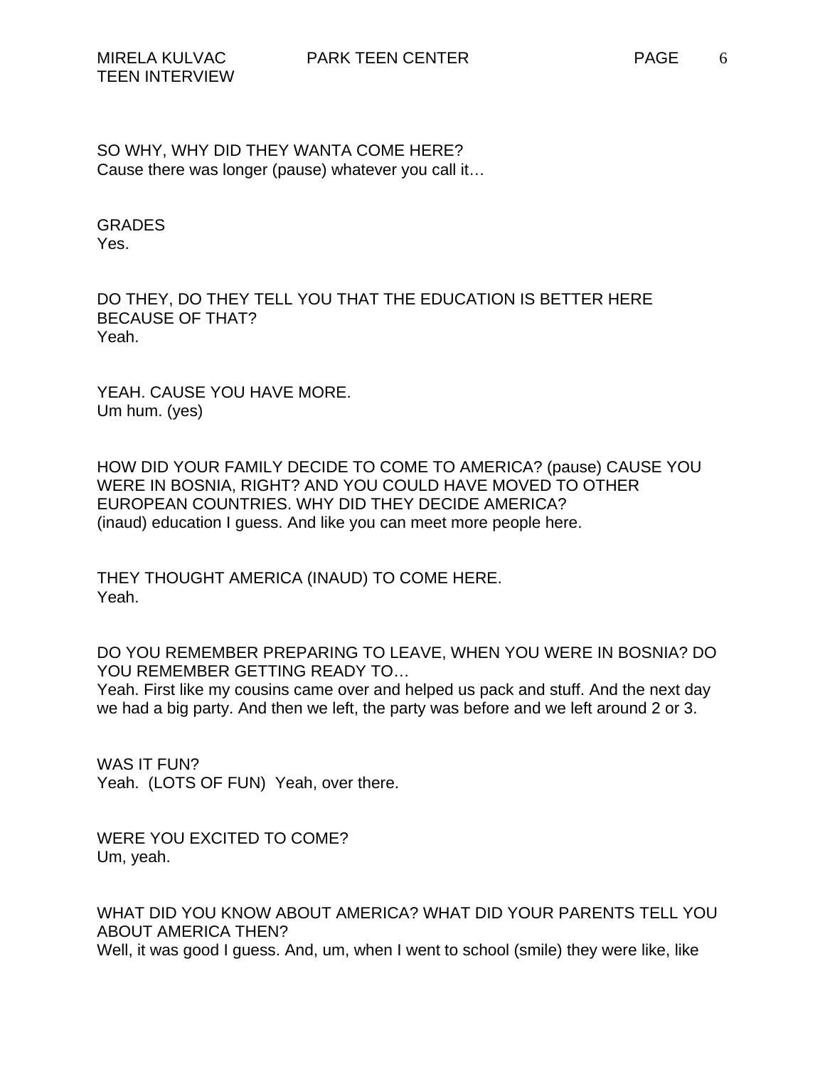SO WHY, WHY DID THEY WANTA COME HERE?
Cause there was longer (pause) whatever you call it…

GRADES
Yes.

DO THEY, DO THEY TELL YOU THAT THE EDUCATION IS BETTER HERE BECAUSE OF THAT?
Yeah.

YEAH. CAUSE YOU HAVE MORE.
Um hum. (yes)

HOW DID YOUR FAMILY DECIDE TO COME TO AMERICA? (pause) CAUSE YOU WERE IN BOSNIA, RIGHT? AND YOU COULD HAVE MOVED TO OTHER EUROPEAN COUNTRIES. WHY DID THEY DECIDE AMERICA?
(inaud) education I guess. And like you can meet more people here.

THEY THOUGHT AMERICA (INAUD) TO COME HERE.
Yeah.

DO YOU REMEMBER PREPARING TO LEAVE, WHEN YOU WERE IN BOSNIA? DO YOU REMEMBER GETTING READY TO…
Yeah. First like my cousins came over and helped us pack and stuff. And the next day we had a big party. And then we left, the party was before and we left around 2 or 3.

WAS IT FUN?
Yeah. (LOTS OF FUN) Yeah, over there.

WERE YOU EXCITED TO COME?
Um, yeah.

WHAT DID YOU KNOW ABOUT AMERICA? WHAT DID YOUR PARENTS TELL YOU ABOUT AMERICA THEN?
Well, it was good I guess. And, um, when I went to school (smile) they were like, like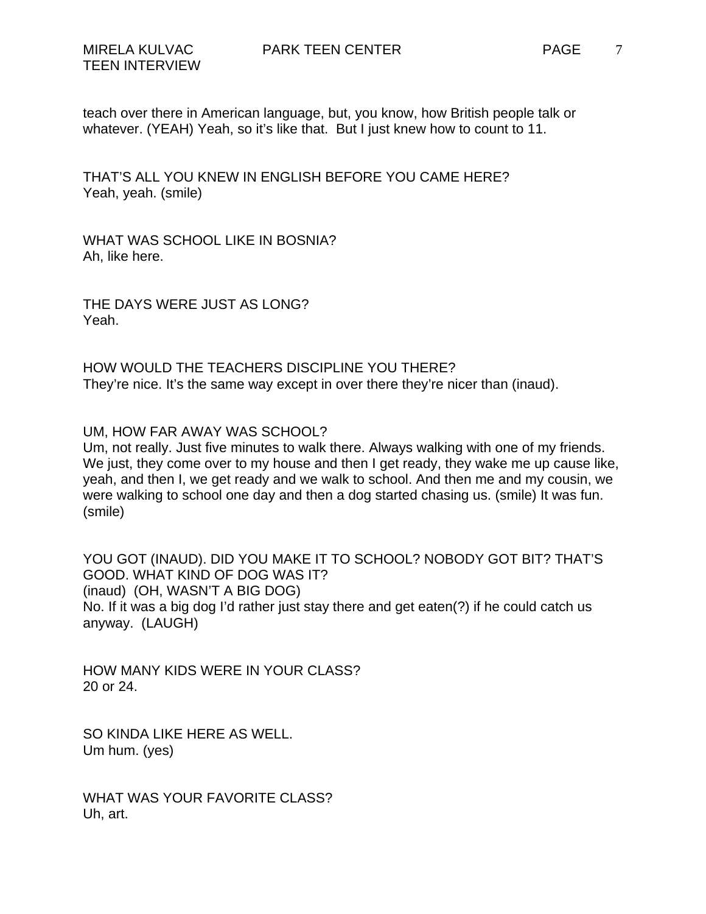teach over there in American language, but, you know, how British people talk or whatever. (YEAH) Yeah, so it's like that. But I just knew how to count to 11.

THAT'S ALL YOU KNEW IN ENGLISH BEFORE YOU CAME HERE?
Yeah, yeah. (smile)

WHAT WAS SCHOOL LIKE IN BOSNIA?
Ah, like here.

THE DAYS WERE JUST AS LONG?
Yeah.

HOW WOULD THE TEACHERS DISCIPLINE YOU THERE?
They're nice. It's the same way except in over there they're nicer than (inaud).

UM, HOW FAR AWAY WAS SCHOOL?
Um, not really. Just five minutes to walk there. Always walking with one of my friends. We just, they come over to my house and then I get ready, they wake me up cause like, yeah, and then I, we get ready and we walk to school. And then me and my cousin, we were walking to school one day and then a dog started chasing us. (smile) It was fun. (smile)

YOU GOT (INAUD). DID YOU MAKE IT TO SCHOOL? NOBODY GOT BIT? THAT'S GOOD. WHAT KIND OF DOG WAS IT?
(inaud) (OH, WASN'T A BIG DOG)
No. If it was a big dog I'd rather just stay there and get eaten(?) if he could catch us anyway. (LAUGH)

HOW MANY KIDS WERE IN YOUR CLASS?
20 or 24.

SO KINDA LIKE HERE AS WELL.
Um hum. (yes)

WHAT WAS YOUR FAVORITE CLASS?
Uh, art.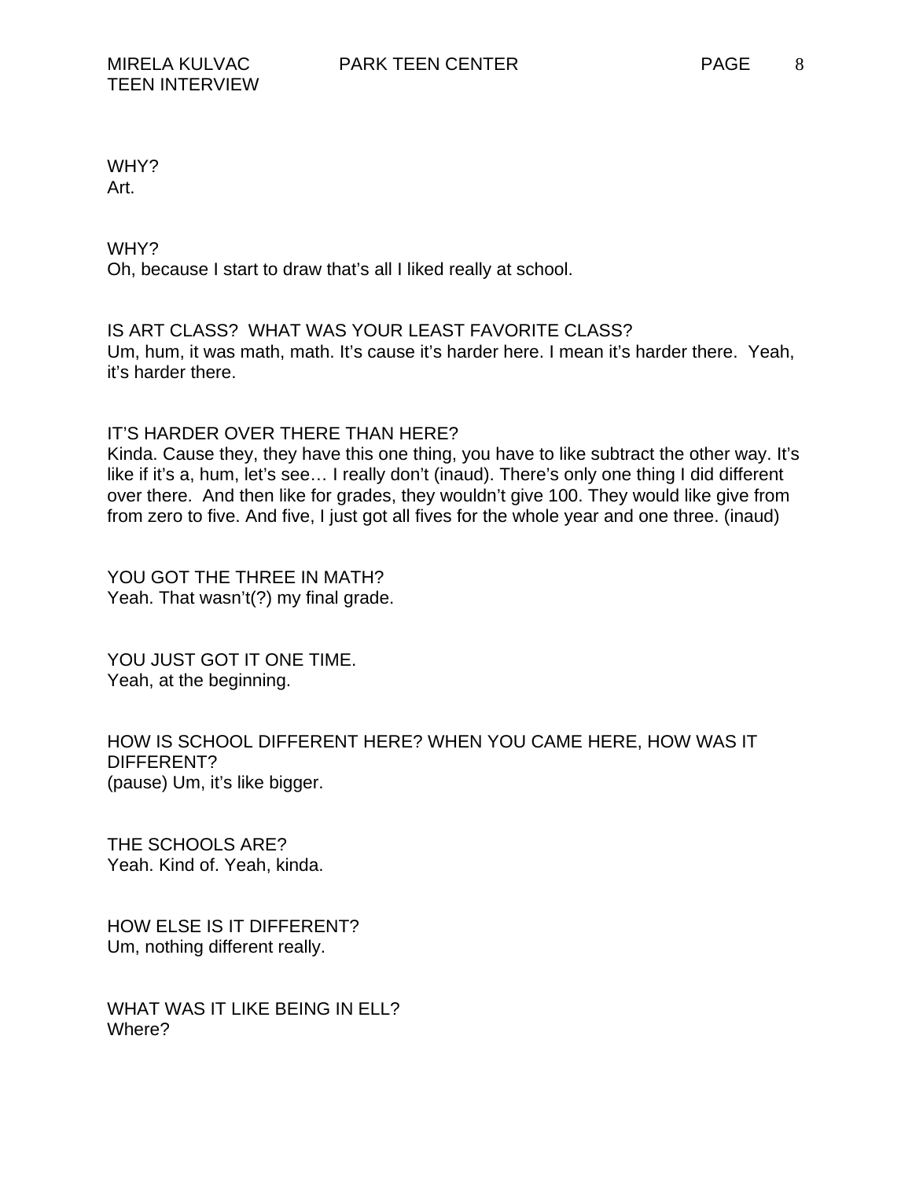WHY?
Art.

WHY?
Oh, because I start to draw that's all I liked really at school.

IS ART CLASS?  WHAT WAS YOUR LEAST FAVORITE CLASS?
Um, hum, it was math, math. It's cause it's harder here. I mean it's harder there.  Yeah, it's harder there.

IT'S HARDER OVER THERE THAN HERE?
Kinda. Cause they, they have this one thing, you have to like subtract the other way. It's like if it's a, hum, let's see… I really don't (inaud). There's only one thing I did different over there.  And then like for grades, they wouldn't give 100. They would like give from from zero to five. And five, I just got all fives for the whole year and one three. (inaud)

YOU GOT THE THREE IN MATH?
Yeah. That wasn't(?) my final grade.

YOU JUST GOT IT ONE TIME.
Yeah, at the beginning.

HOW IS SCHOOL DIFFERENT HERE? WHEN YOU CAME HERE, HOW WAS IT DIFFERENT?
(pause) Um, it's like bigger.

THE SCHOOLS ARE?
Yeah. Kind of. Yeah, kinda.

HOW ELSE IS IT DIFFERENT?
Um, nothing different really.

WHAT WAS IT LIKE BEING IN ELL?
Where?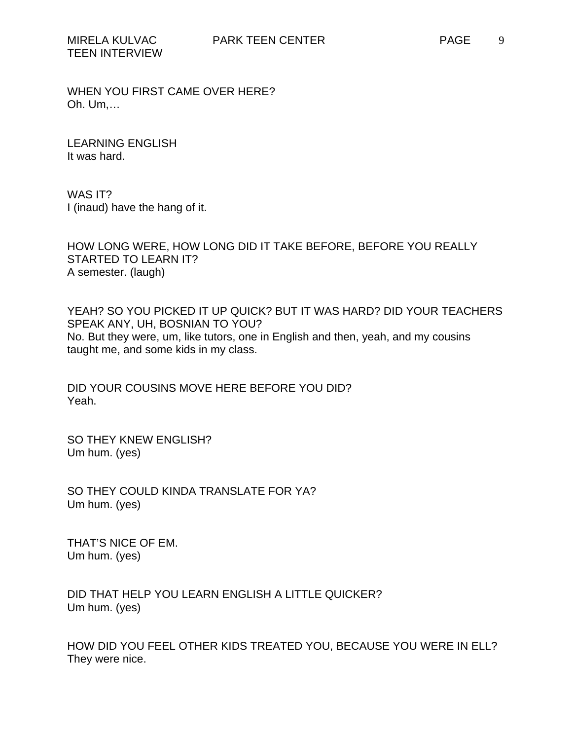WHEN YOU FIRST CAME OVER HERE?
Oh. Um,…

LEARNING ENGLISH
It was hard.

WAS IT?
I (inaud) have the hang of it.

HOW LONG WERE, HOW LONG DID IT TAKE BEFORE, BEFORE YOU REALLY STARTED TO LEARN IT?
A semester. (laugh)

YEAH? SO YOU PICKED IT UP QUICK? BUT IT WAS HARD? DID YOUR TEACHERS SPEAK ANY, UH, BOSNIAN TO YOU?
No. But they were, um, like tutors, one in English and then, yeah, and my cousins taught me, and some kids in my class.

DID YOUR COUSINS MOVE HERE BEFORE YOU DID?
Yeah.

SO THEY KNEW ENGLISH?
Um hum. (yes)

SO THEY COULD KINDA TRANSLATE FOR YA?
Um hum. (yes)

THAT'S NICE OF EM.
Um hum. (yes)

DID THAT HELP YOU LEARN ENGLISH A LITTLE QUICKER?
Um hum. (yes)

HOW DID YOU FEEL OTHER KIDS TREATED YOU, BECAUSE YOU WERE IN ELL?
They were nice.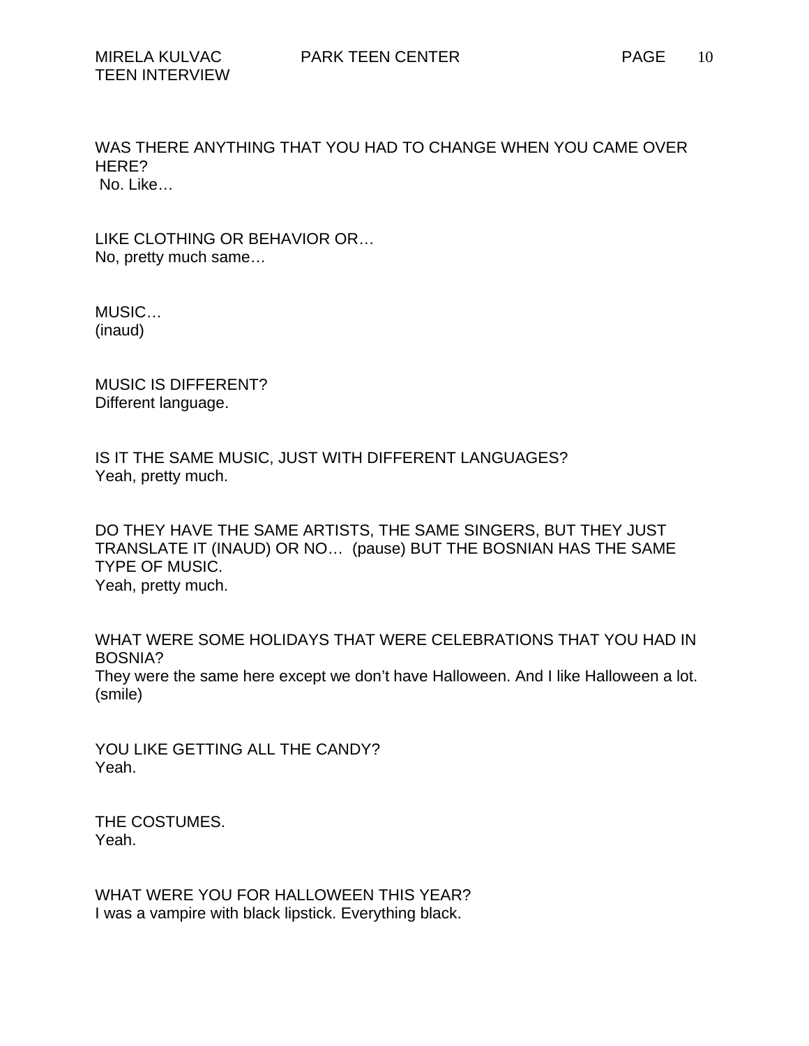WAS THERE ANYTHING THAT YOU HAD TO CHANGE WHEN YOU CAME OVER HERE?
No. Like…

LIKE CLOTHING OR BEHAVIOR OR…
No, pretty much same…

MUSIC…
(inaud)

MUSIC IS DIFFERENT?
Different language.

IS IT THE SAME MUSIC, JUST WITH DIFFERENT LANGUAGES?
Yeah, pretty much.

DO THEY HAVE THE SAME ARTISTS, THE SAME SINGERS, BUT THEY JUST TRANSLATE IT (INAUD) OR NO… (pause) BUT THE BOSNIAN HAS THE SAME TYPE OF MUSIC.
Yeah, pretty much.

WHAT WERE SOME HOLIDAYS THAT WERE CELEBRATIONS THAT YOU HAD IN BOSNIA?
They were the same here except we don't have Halloween. And I like Halloween a lot. (smile)

YOU LIKE GETTING ALL THE CANDY?
Yeah.

THE COSTUMES.
Yeah.

WHAT WERE YOU FOR HALLOWEEN THIS YEAR?
I was a vampire with black lipstick. Everything black.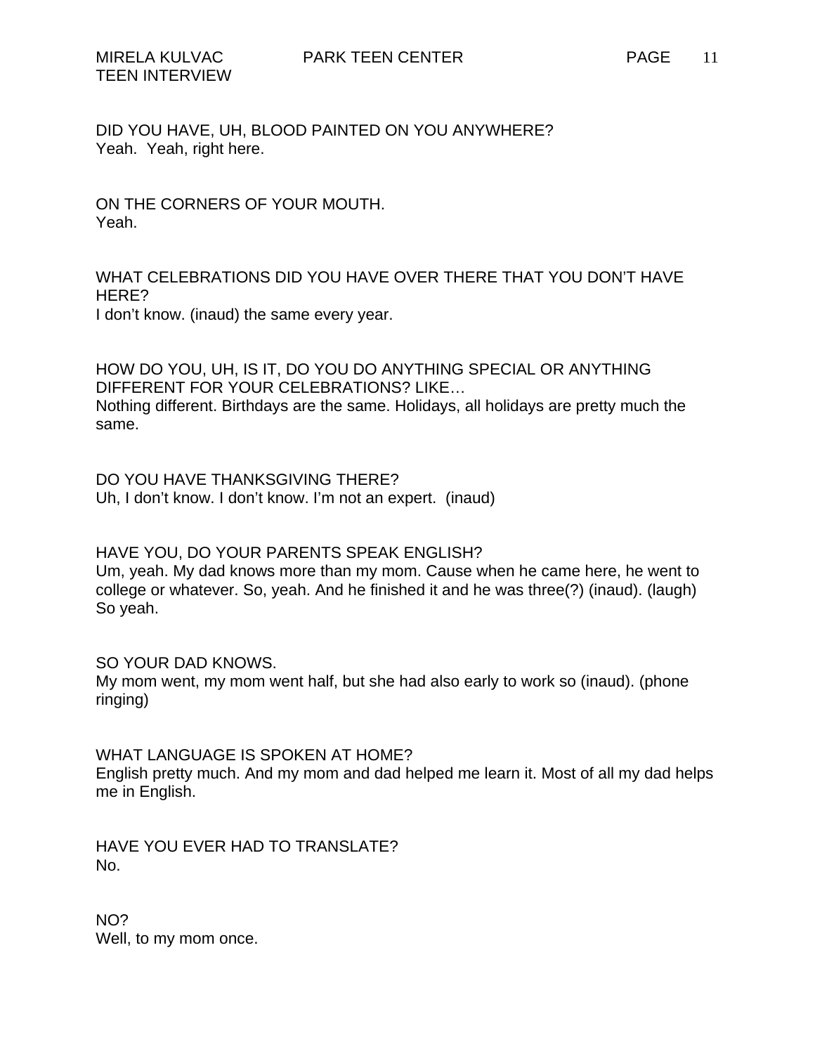DID YOU HAVE, UH, BLOOD PAINTED ON YOU ANYWHERE?
Yeah. Yeah, right here.

ON THE CORNERS OF YOUR MOUTH.
Yeah.

WHAT CELEBRATIONS DID YOU HAVE OVER THERE THAT YOU DON'T HAVE HERE?
I don't know. (inaud) the same every year.

HOW DO YOU, UH, IS IT, DO YOU DO ANYTHING SPECIAL OR ANYTHING DIFFERENT FOR YOUR CELEBRATIONS? LIKE…
Nothing different. Birthdays are the same. Holidays, all holidays are pretty much the same.

DO YOU HAVE THANKSGIVING THERE?
Uh, I don't know. I don't know. I'm not an expert. (inaud)

HAVE YOU, DO YOUR PARENTS SPEAK ENGLISH?
Um, yeah. My dad knows more than my mom. Cause when he came here, he went to college or whatever. So, yeah. And he finished it and he was three(?) (inaud). (laugh) So yeah.

SO YOUR DAD KNOWS.
My mom went, my mom went half, but she had also early to work so (inaud). (phone ringing)

WHAT LANGUAGE IS SPOKEN AT HOME?
English pretty much. And my mom and dad helped me learn it. Most of all my dad helps me in English.

HAVE YOU EVER HAD TO TRANSLATE?
No.

NO?
Well, to my mom once.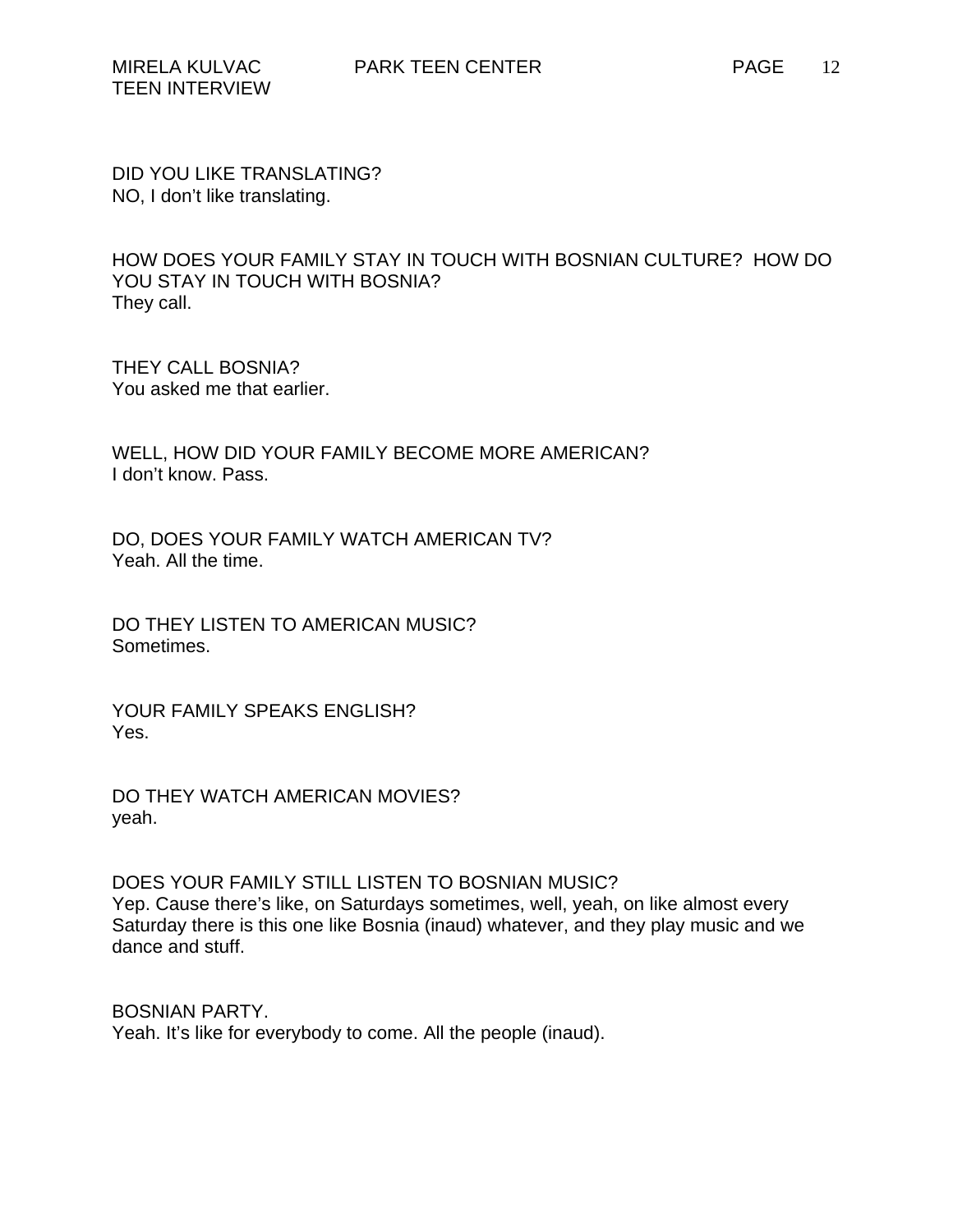DID YOU LIKE TRANSLATING?
NO, I don't like translating.

HOW DOES YOUR FAMILY STAY IN TOUCH WITH BOSNIAN CULTURE? HOW DO YOU STAY IN TOUCH WITH BOSNIA?
They call.

THEY CALL BOSNIA?
You asked me that earlier.

WELL, HOW DID YOUR FAMILY BECOME MORE AMERICAN?
I don't know. Pass.

DO, DOES YOUR FAMILY WATCH AMERICAN TV?
Yeah. All the time.

DO THEY LISTEN TO AMERICAN MUSIC?
Sometimes.

YOUR FAMILY SPEAKS ENGLISH?
Yes.

DO THEY WATCH AMERICAN MOVIES?
yeah.

DOES YOUR FAMILY STILL LISTEN TO BOSNIAN MUSIC?
Yep. Cause there's like, on Saturdays sometimes, well, yeah, on like almost every Saturday there is this one like Bosnia (inaud) whatever, and they play music and we dance and stuff.

BOSNIAN PARTY.
Yeah. It's like for everybody to come. All the people (inaud).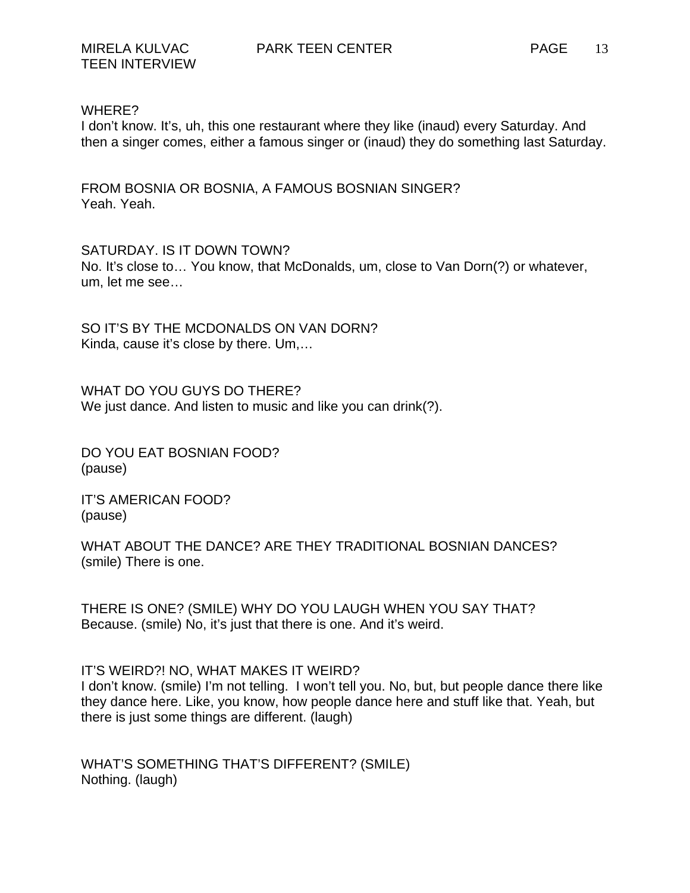WHERE?
I don't know. It's, uh, this one restaurant where they like (inaud) every Saturday. And then a singer comes, either a famous singer or (inaud) they do something last Saturday.

FROM BOSNIA OR BOSNIA, A FAMOUS BOSNIAN SINGER?
Yeah. Yeah.

SATURDAY. IS IT DOWN TOWN?
No. It's close to… You know, that McDonalds, um, close to Van Dorn(?) or whatever, um, let me see…

SO IT'S BY THE MCDONALDS ON VAN DORN?
Kinda, cause it's close by there. Um,…

WHAT DO YOU GUYS DO THERE?
We just dance. And listen to music and like you can drink(?).

DO YOU EAT BOSNIAN FOOD?
(pause)

IT'S AMERICAN FOOD?
(pause)

WHAT ABOUT THE DANCE? ARE THEY TRADITIONAL BOSNIAN DANCES?
(smile) There is one.

THERE IS ONE? (SMILE) WHY DO YOU LAUGH WHEN YOU SAY THAT?
Because. (smile) No, it's just that there is one. And it's weird.

IT'S WEIRD?! NO, WHAT MAKES IT WEIRD?
I don't know. (smile) I'm not telling. I won't tell you. No, but, but people dance there like they dance here. Like, you know, how people dance here and stuff like that. Yeah, but there is just some things are different. (laugh)

WHAT'S SOMETHING THAT'S DIFFERENT? (SMILE)
Nothing. (laugh)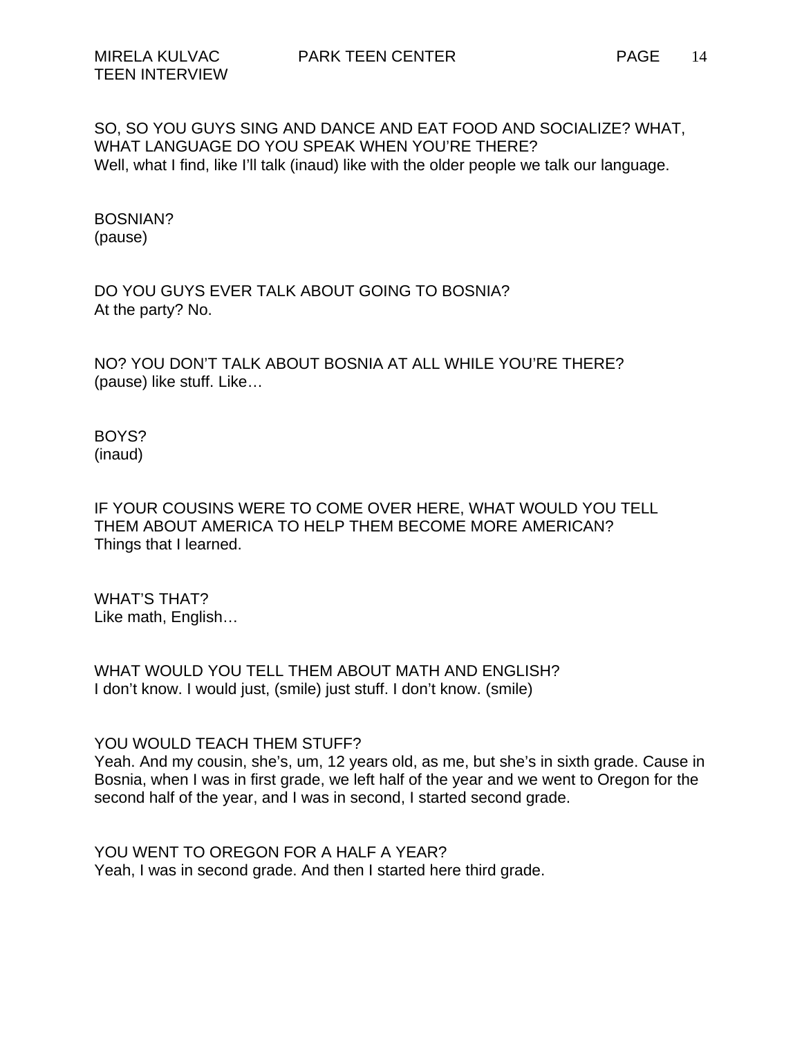SO, SO YOU GUYS SING AND DANCE AND EAT FOOD AND SOCIALIZE? WHAT, WHAT LANGUAGE DO YOU SPEAK WHEN YOU'RE THERE?
Well, what I find, like I'll talk (inaud) like with the older people we talk our language.

BOSNIAN?
(pause)

DO YOU GUYS EVER TALK ABOUT GOING TO BOSNIA?
At the party? No.

NO? YOU DON'T TALK ABOUT BOSNIA AT ALL WHILE YOU'RE THERE?
(pause) like stuff. Like…

BOYS?
(inaud)

IF YOUR COUSINS WERE TO COME OVER HERE, WHAT WOULD YOU TELL THEM ABOUT AMERICA TO HELP THEM BECOME MORE AMERICAN?
Things that I learned.

WHAT'S THAT?
Like math, English…

WHAT WOULD YOU TELL THEM ABOUT MATH AND ENGLISH?
I don't know. I would just, (smile) just stuff. I don't know. (smile)

YOU WOULD TEACH THEM STUFF?
Yeah. And my cousin, she's, um, 12 years old, as me, but she's in sixth grade. Cause in Bosnia, when I was in first grade, we left half of the year and we went to Oregon for the second half of the year, and I was in second, I started second grade.

YOU WENT TO OREGON FOR A HALF A YEAR?
Yeah, I was in second grade. And then I started here third grade.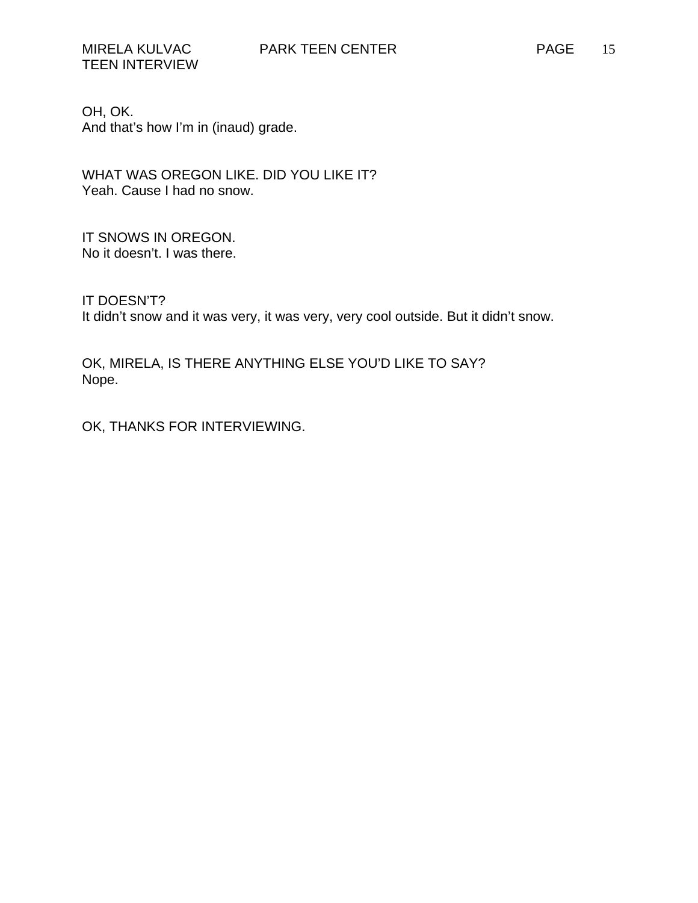OH, OK.
And that's how I'm in (inaud) grade.

WHAT WAS OREGON LIKE. DID YOU LIKE IT?
Yeah. Cause I had no snow.

IT SNOWS IN OREGON.
No it doesn't. I was there.

IT DOESN'T?
It didn't snow and it was very, it was very, very cool outside. But it didn't snow.

OK, MIRELA, IS THERE ANYTHING ELSE YOU'D LIKE TO SAY?
Nope.

OK, THANKS FOR INTERVIEWING.